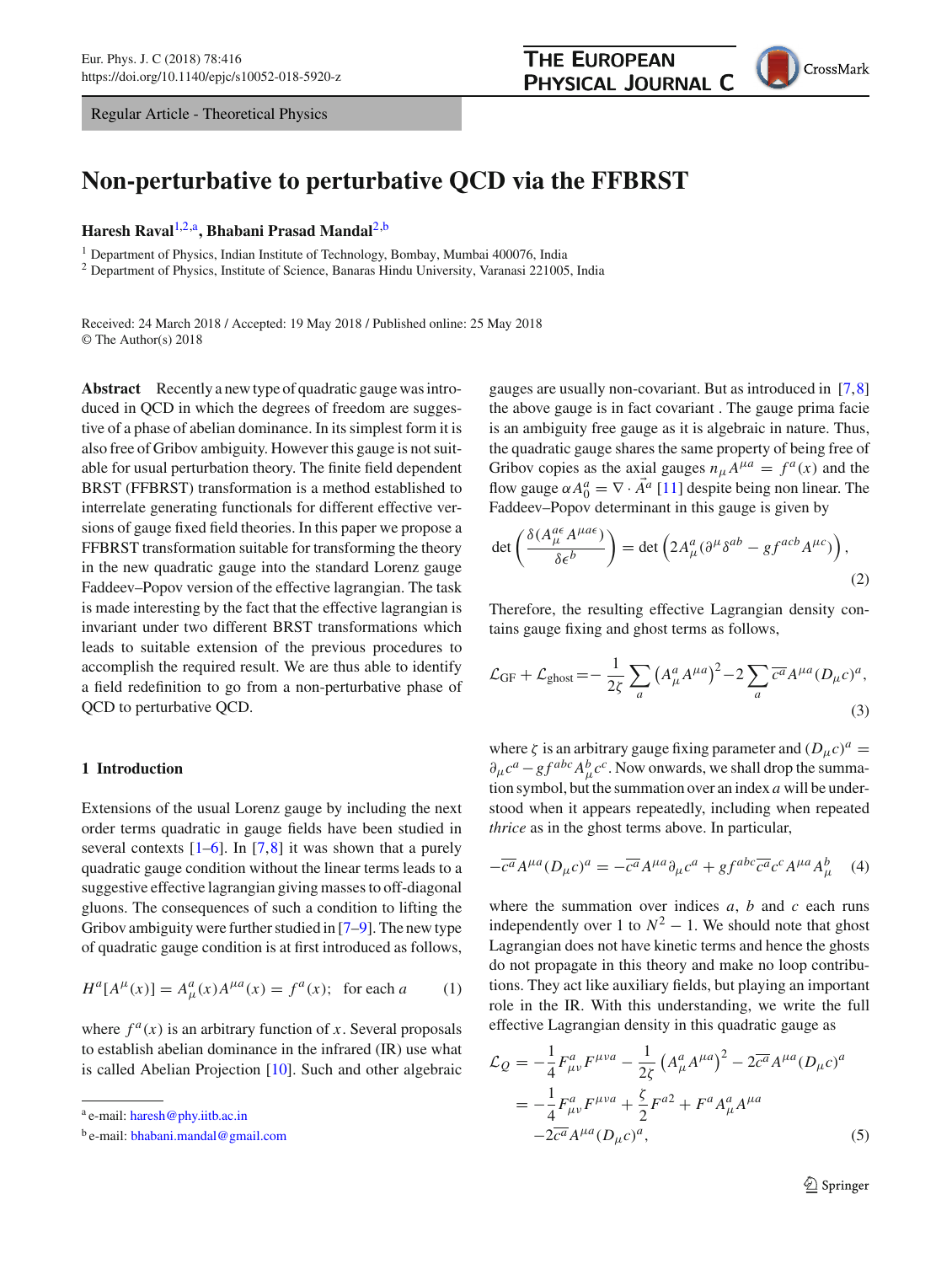Regular Article - Theoretical Physics

# Non-perturbative to perturbative QCD via the FFBRST

**Haresh Raval**[1,2,a], **Bhabani Prasad Mandal**[2,b]

[1] Department of Physics, Indian Institute of Technology, Bombay, Mumbai 400076, India
[2] Department of Physics, Institute of Science, Banaras Hindu University, Varanasi 221005, India

Received: 24 March 2018 / Accepted: 19 May 2018 / Published online: 25 May 2018
© The Author(s) 2018

**Abstract** Recently a new type of quadratic gauge was introduced in QCD in which the degrees of freedom are suggestive of a phase of abelian dominance. In its simplest form it is also free of Gribov ambiguity. However this gauge is not suitable for usual perturbation theory. The finite field dependent BRST (FFBRST) transformation is a method established to interrelate generating functionals for different effective versions of gauge fixed field theories. In this paper we propose a FFBRST transformation suitable for transforming the theory in the new quadratic gauge into the standard Lorenz gauge Faddeev–Popov version of the effective lagrangian. The task is made interesting by the fact that the effective lagrangian is invariant under two different BRST transformations which leads to suitable extension of the previous procedures to accomplish the required result. We are thus able to identify a field redefinition to go from a non-perturbative phase of QCD to perturbative QCD.

## 1 Introduction

Extensions of the usual Lorenz gauge by including the next order terms quadratic in gauge fields have been studied in several contexts [1–6]. In [7,8] it was shown that a purely quadratic gauge condition without the linear terms leads to a suggestive effective lagrangian giving masses to off-diagonal gluons. The consequences of such a condition to lifting the Gribov ambiguity were further studied in [7–9]. The new type of quadratic gauge condition is at first introduced as follows,

$$H^a[A^\mu(x)] = A^a_\mu(x)A^{\mu a}(x) = f^a(x); \quad \text{for each } a \tag{1}$$

where $f^a(x)$ is an arbitrary function of $x$. Several proposals to establish abelian dominance in the infrared (IR) use what is called Abelian Projection [10]. Such and other algebraic gauges are usually non-covariant. But as introduced in [7,8] the above gauge is in fact covariant . The gauge prima facie is an ambiguity free gauge as it is algebraic in nature. Thus, the quadratic gauge shares the same property of being free of Gribov copies as the axial gauges $n_\mu A^{\mu a} = f^a(x)$ and the flow gauge $\alpha A^a_0 = \nabla \cdot \vec{A}^a$ [11] despite being non linear. The Faddeev–Popov determinant in this gauge is given by

$$\det\left(\frac{\delta(A^{a\epsilon}_\mu A^{\mu a\epsilon})}{\delta\epsilon^b}\right) = \det\left(2A^a_\mu(\partial^\mu\delta^{ab} - gf^{acb}A^{\mu c})\right), \tag{2}$$

Therefore, the resulting effective Lagrangian density contains gauge fixing and ghost terms as follows,

$$\mathcal{L}_{\text{GF}} + \mathcal{L}_{\text{ghost}} = -\frac{1}{2\zeta}\sum_a \left(A^a_\mu A^{\mu a}\right)^2 - 2\sum_a \overline{c^a} A^{\mu a}(D_\mu c)^a, \tag{3}$$

where $\zeta$ is an arbitrary gauge fixing parameter and $(D_\mu c)^a = \partial_\mu c^a - gf^{abc}A^b_\mu c^c$. Now onwards, we shall drop the summation symbol, but the summation over an index $a$ will be understood when it appears repeatedly, including when repeated *thrice* as in the ghost terms above. In particular,

$$-\overline{c^a}A^{\mu a}(D_\mu c)^a = -\overline{c^a}A^{\mu a}\partial_\mu c^a + gf^{abc}\overline{c^a}c^c A^{\mu a}A^b_\mu \tag{4}$$

where the summation over indices $a$, $b$ and $c$ each runs independently over 1 to $N^2 - 1$. We should note that ghost Lagrangian does not have kinetic terms and hence the ghosts do not propagate in this theory and make no loop contributions. They act like auxiliary fields, but playing an important role in the IR. With this understanding, we write the full effective Lagrangian density in this quadratic gauge as

$$\begin{aligned}
\mathcal{L}_Q &= -\frac{1}{4}F^a_{\mu\nu}F^{\mu\nu a} - \frac{1}{2\zeta}\left(A^a_\mu A^{\mu a}\right)^2 - 2\overline{c^a}A^{\mu a}(D_\mu c)^a \\
&= -\frac{1}{4}F^a_{\mu\nu}F^{\mu\nu a} + \frac{\zeta}{2}F^{a2} + F^a A^a_\mu A^{\mu a} \\
&\quad -2\overline{c^a}A^{\mu a}(D_\mu c)^a,
\end{aligned} \tag{5}$$

---

[a] e-mail: haresh@phy.iitb.ac.in

[b] e-mail: bhabani.mandal@gmail.com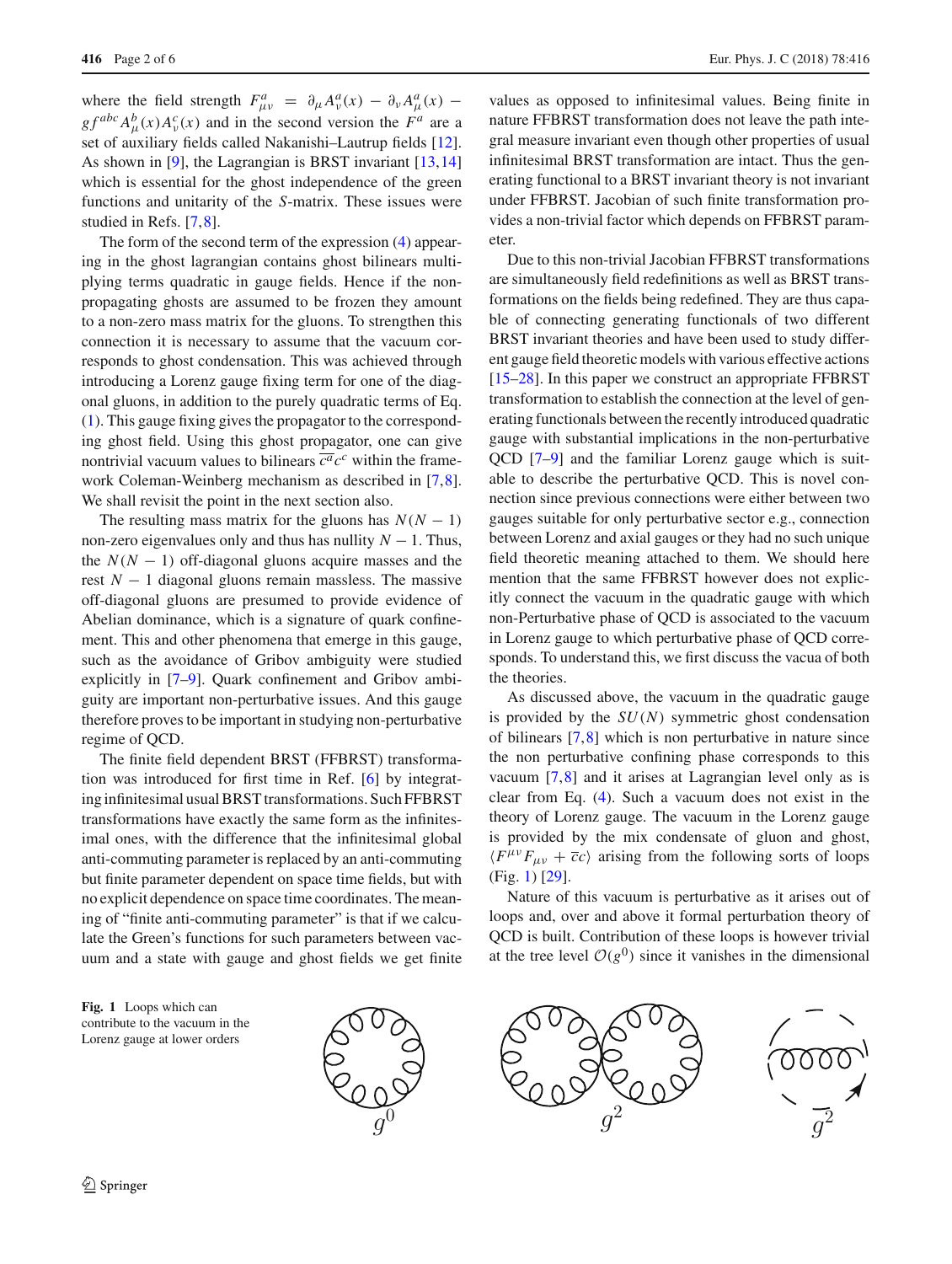where the field strength $F^a_{\mu\nu} = \partial_\mu A^a_\nu(x) - \partial_\nu A^a_\mu(x) - gf^{abc}A^b_\mu(x)A^c_\nu(x)$ and in the second version the $F^a$ are a set of auxiliary fields called Nakanishi–Lautrup fields [12]. As shown in [9], the Lagrangian is BRST invariant [13,14] which is essential for the ghost independence of the green functions and unitarity of the $S$-matrix. These issues were studied in Refs. [7,8].

The form of the second term of the expression (4) appearing in the ghost lagrangian contains ghost bilinears multiplying terms quadratic in gauge fields. Hence if the non-propagating ghosts are assumed to be frozen they amount to a non-zero mass matrix for the gluons. To strengthen this connection it is necessary to assume that the vacuum corresponds to ghost condensation. This was achieved through introducing a Lorenz gauge fixing term for one of the diagonal gluons, in addition to the purely quadratic terms of Eq. (1). This gauge fixing gives the propagator to the corresponding ghost field. Using this ghost propagator, one can give nontrivial vacuum values to bilinears $\overline{c^a}c^c$ within the framework Coleman-Weinberg mechanism as described in [7,8]. We shall revisit the point in the next section also.

The resulting mass matrix for the gluons has $N(N-1)$ non-zero eigenvalues only and thus has nullity $N-1$. Thus, the $N(N-1)$ off-diagonal gluons acquire masses and the rest $N-1$ diagonal gluons remain massless. The massive off-diagonal gluons are presumed to provide evidence of Abelian dominance, which is a signature of quark confinement. This and other phenomena that emerge in this gauge, such as the avoidance of Gribov ambiguity were studied explicitly in [7–9]. Quark confinement and Gribov ambiguity are important non-perturbative issues. And this gauge therefore proves to be important in studying non-perturbative regime of QCD.

The finite field dependent BRST (FFBRST) transformation was introduced for first time in Ref. [6] by integrating infinitesimal usual BRST transformations. Such FFBRST transformations have exactly the same form as the infinitesimal ones, with the difference that the infinitesimal global anti-commuting parameter is replaced by an anti-commuting but finite parameter dependent on space time fields, but with no explicit dependence on space time coordinates. The meaning of "finite anti-commuting parameter" is that if we calculate the Green's functions for such parameters between vacuum and a state with gauge and ghost fields we get finite values as opposed to infinitesimal values. Being finite in nature FFBRST transformation does not leave the path integral measure invariant even though other properties of usual infinitesimal BRST transformation are intact. Thus the generating functional to a BRST invariant theory is not invariant under FFBRST. Jacobian of such finite transformation provides a non-trivial factor which depends on FFBRST parameter.

Due to this non-trivial Jacobian FFBRST transformations are simultaneously field redefinitions as well as BRST transformations on the fields being redefined. They are thus capable of connecting generating functionals of two different BRST invariant theories and have been used to study different gauge field theoretic models with various effective actions [15–28]. In this paper we construct an appropriate FFBRST transformation to establish the connection at the level of generating functionals between the recently introduced quadratic gauge with substantial implications in the non-perturbative QCD [7–9] and the familiar Lorenz gauge which is suitable to describe the perturbative QCD. This is novel connection since previous connections were either between two gauges suitable for only perturbative sector e.g., connection between Lorenz and axial gauges or they had no such unique field theoretic meaning attached to them. We should here mention that the same FFBRST however does not explicitly connect the vacuum in the quadratic gauge with which non-Perturbative phase of QCD is associated to the vacuum in Lorenz gauge to which perturbative phase of QCD corresponds. To understand this, we first discuss the vacua of both the theories.

As discussed above, the vacuum in the quadratic gauge is provided by the $SU(N)$ symmetric ghost condensation of bilinears [7,8] which is non perturbative in nature since the non perturbative confining phase corresponds to this vacuum [7,8] and it arises at Lagrangian level only as is clear from Eq. (4). Such a vacuum does not exist in the theory of Lorenz gauge. The vacuum in the Lorenz gauge is provided by the mix condensate of gluon and ghost, $\langle F^{\mu\nu}F_{\mu\nu} + \bar{c}c\rangle$ arising from the following sorts of loops (Fig. 1) [29].

Nature of this vacuum is perturbative as it arises out of loops and, over and above it formal perturbation theory of QCD is built. Contribution of these loops is however trivial at the tree level $\mathcal{O}(g^0)$ since it vanishes in the dimensional

$g^0$

$g^2$

$g^2$

Fig. 1 Loops which can contribute to the vacuum in the Lorenz gauge at lower orders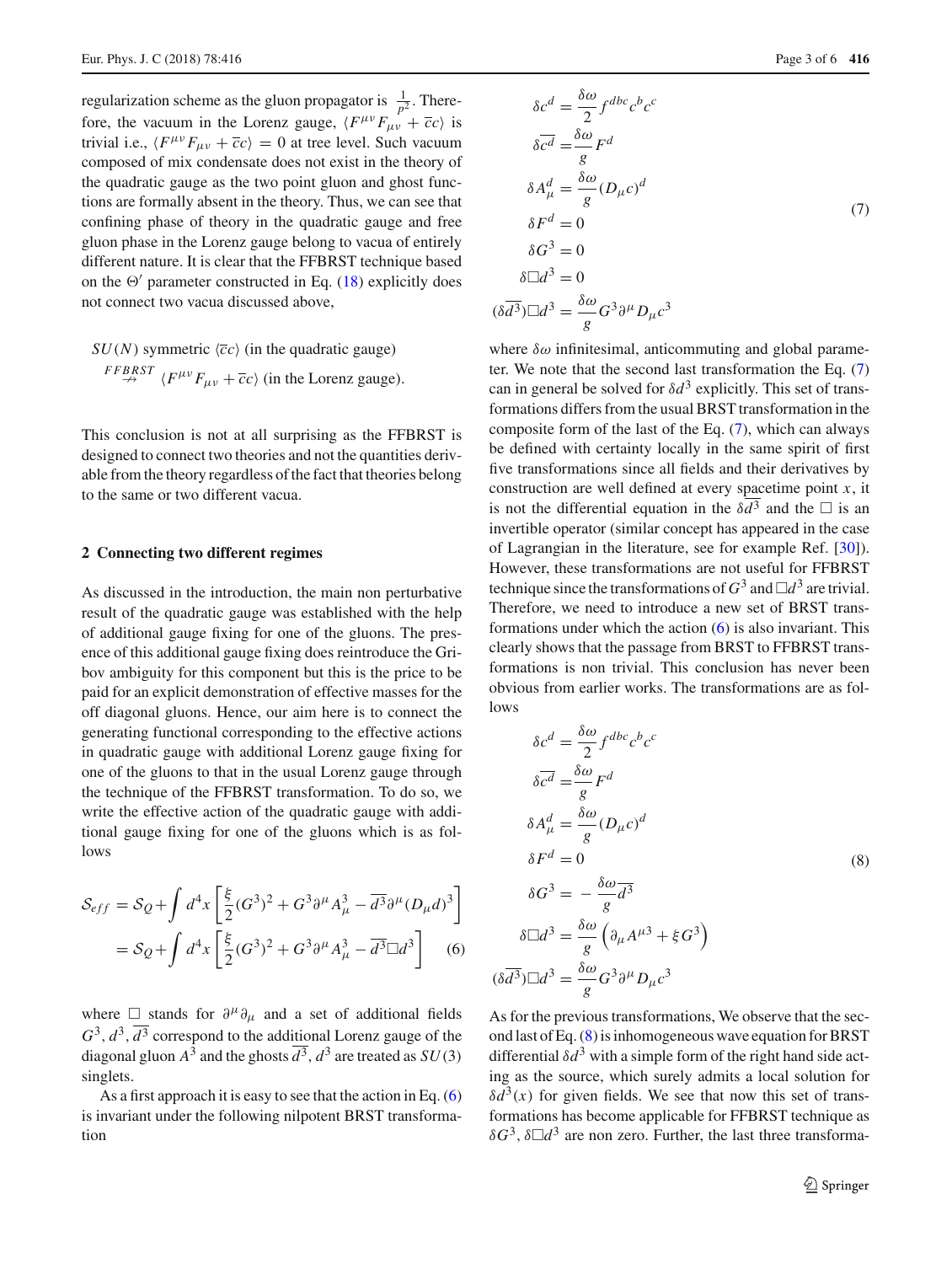regularization scheme as the gluon propagator is $\frac{1}{p^2}$. Therefore, the vacuum in the Lorenz gauge, $\langle F^{\mu\nu}F_{\mu\nu} + \overline{c}c\rangle$ is trivial i.e., $\langle F^{\mu\nu}F_{\mu\nu} + \overline{c}c\rangle = 0$ at tree level. Such vacuum composed of mix condensate does not exist in the theory of the quadratic gauge as the two point gluon and ghost functions are formally absent in the theory. Thus, we can see that confining phase of theory in the quadratic gauge and free gluon phase in the Lorenz gauge belong to vacua of entirely different nature. It is clear that the FFBRST technique based on the $\Theta'$ parameter constructed in Eq. (18) explicitly does not connect two vacua discussed above,

$$
\begin{aligned}
&SU(N) \text{ symmetric } \langle \overline{c}c\rangle \text{ (in the quadratic gauge)}\\
&\overset{FFBRST}{\nrightarrow} \langle F^{\mu\nu}F_{\mu\nu} + \overline{c}c\rangle \text{ (in the Lorenz gauge).}
\end{aligned}
$$

This conclusion is not at all surprising as the FFBRST is designed to connect two theories and not the quantities derivable from the theory regardless of the fact that theories belong to the same or two different vacua.

## 2 Connecting two different regimes

As discussed in the introduction, the main non perturbative result of the quadratic gauge was established with the help of additional gauge fixing for one of the gluons. The presence of this additional gauge fixing does reintroduce the Gribov ambiguity for this component but this is the price to be paid for an explicit demonstration of effective masses for the off diagonal gluons. Hence, our aim here is to connect the generating functional corresponding to the effective actions in quadratic gauge with additional Lorenz gauge fixing for one of the gluons to that in the usual Lorenz gauge through the technique of the FFBRST transformation. To do so, we write the effective action of the quadratic gauge with additional gauge fixing for one of the gluons which is as follows

$$
\begin{aligned}
\mathcal{S}_{eff} &= \mathcal{S}_Q + \int d^4x \left[\frac{\xi}{2}(G^3)^2 + G^3\partial^\mu A^3_\mu - \overline{d^3}\partial^\mu (D_\mu d)^3\right]\\
&= \mathcal{S}_Q + \int d^4x \left[\frac{\xi}{2}(G^3)^2 + G^3\partial^\mu A^3_\mu - \overline{d^3}\Box d^3\right] \qquad (6)
\end{aligned}
$$

where $\Box$ stands for $\partial^\mu\partial_\mu$ and a set of additional fields $G^3, d^3, \overline{d^3}$ correspond to the additional Lorenz gauge of the diagonal gluon $A^3$ and the ghosts $\overline{d^3}$, $d^3$ are treated as $SU(3)$ singlets.

As a first approach it is easy to see that the action in Eq. (6) is invariant under the following nilpotent BRST transformation

$$
\begin{aligned}
\delta c^d &= \frac{\delta\omega}{2} f^{dbc}c^b c^c\\
\delta\overline{c^d} &= \frac{\delta\omega}{g} F^d\\
\delta A^d_\mu &= \frac{\delta\omega}{g}(D_\mu c)^d\\
\delta F^d &= 0\\
\delta G^3 &= 0\\
\delta\Box d^3 &= 0\\
(\delta\overline{d^3})\Box d^3 &= \frac{\delta\omega}{g} G^3\partial^\mu D_\mu c^3
\end{aligned}
\qquad (7)
$$

where $\delta\omega$ infinitesimal, anticommuting and global parameter. We note that the second last transformation the Eq. (7) can in general be solved for $\delta d^3$ explicitly. This set of transformations differs from the usual BRST transformation in the composite form of the last of the Eq. (7), which can always be defined with certainty locally in the same spirit of first five transformations since all fields and their derivatives by construction are well defined at every spacetime point $x$, it is not the differential equation in the $\delta\overline{d^3}$ and the $\Box$ is an invertible operator (similar concept has appeared in the case of Lagrangian in the literature, see for example Ref. [30]). However, these transformations are not useful for FFBRST technique since the transformations of $G^3$ and $\Box d^3$ are trivial. Therefore, we need to introduce a new set of BRST transformations under which the action (6) is also invariant. This clearly shows that the passage from BRST to FFBRST transformations is non trivial. This conclusion has never been obvious from earlier works. The transformations are as follows

$$
\begin{aligned}
\delta c^d &= \frac{\delta\omega}{2} f^{dbc}c^b c^c\\
\delta\overline{c^d} &= \frac{\delta\omega}{g} F^d\\
\delta A^d_\mu &= \frac{\delta\omega}{g}(D_\mu c)^d\\
\delta F^d &= 0\\
\delta G^3 &= -\frac{\delta\omega}{g}\overline{d^3}\\
\delta\Box d^3 &= \frac{\delta\omega}{g}\left(\partial_\mu A^{\mu 3} + \xi G^3\right)\\
(\delta\overline{d^3})\Box d^3 &= \frac{\delta\omega}{g} G^3\partial^\mu D_\mu c^3
\end{aligned}
\qquad (8)
$$

As for the previous transformations, We observe that the second last of Eq. (8) is inhomogeneous wave equation for BRST differential $\delta d^3$ with a simple form of the right hand side acting as the source, which surely admits a local solution for $\delta d^3(x)$ for given fields. We see that now this set of transformations has become applicable for FFBRST technique as $\delta G^3, \delta\Box d^3$ are non zero. Further, the last three transforma-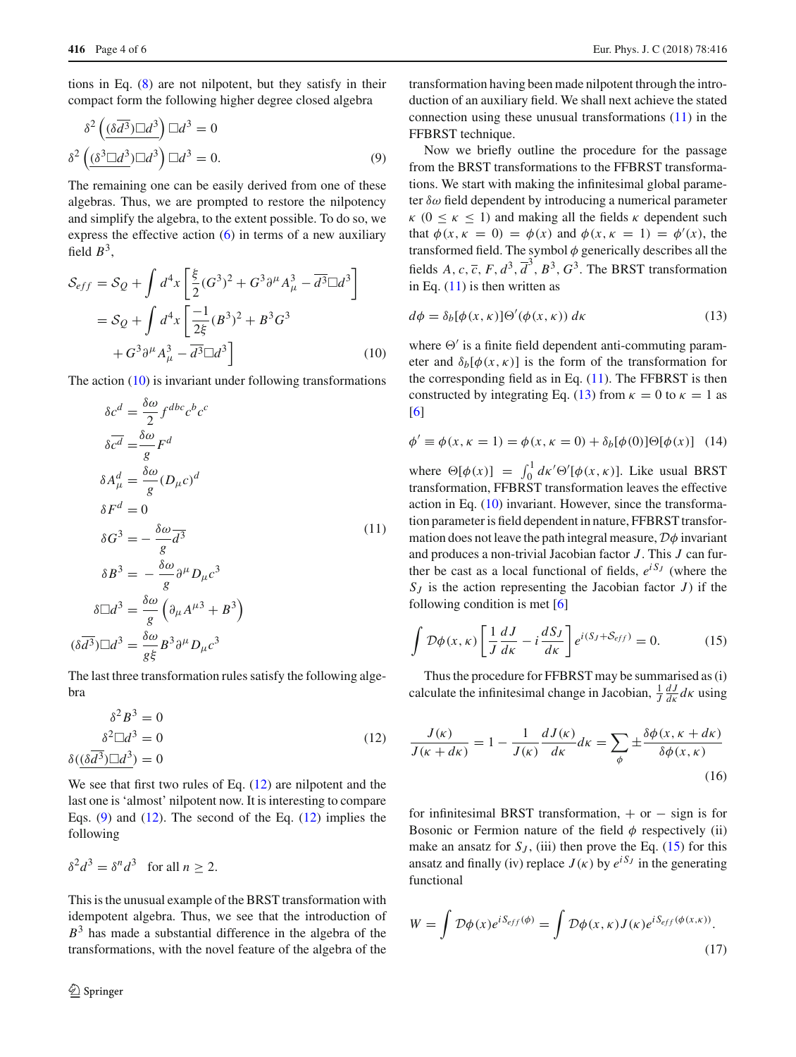tions in Eq. (8) are not nilpotent, but they satisfy in their compact form the following higher degree closed algebra

$$
\begin{aligned}
&\delta^2\left(\underline{(\delta\overline{d^3})\Box d^3}\right)\Box d^3 = 0\\
&\delta^2\left(\underline{(\delta^3\Box d^3)\Box d^3}\right)\Box d^3 = 0.
\end{aligned}
\tag{9}
$$

The remaining one can be easily derived from one of these algebras. Thus, we are prompted to restore the nilpotency and simplify the algebra, to the extent possible. To do so, we express the effective action (6) in terms of a new auxiliary field $B^3$,

$$
\begin{aligned}
\mathcal{S}_{eff} &= \mathcal{S}_Q + \int d^4x\left[\frac{\xi}{2}(G^3)^2 + G^3\partial^\mu A^3_\mu - \overline{d^3}\Box d^3\right]\\
&= \mathcal{S}_Q + \int d^4x\left[\frac{-1}{2\xi}(B^3)^2 + B^3G^3\right.\\
&\quad\left. + G^3\partial^\mu A^3_\mu - \overline{d^3}\Box d^3\right]
\end{aligned}
\tag{10}
$$

The action (10) is invariant under following transformations

$$
\begin{aligned}
\delta c^d &= \frac{\delta\omega}{2} f^{dbc}c^b c^c\\
\delta\overline{c^d} &= \frac{\delta\omega}{g}F^d\\
\delta A^d_\mu &= \frac{\delta\omega}{g}(D_\mu c)^d\\
\delta F^d &= 0\\
\delta G^3 &= -\frac{\delta\omega}{g}\overline{d^3}\\
\delta B^3 &= -\frac{\delta\omega}{g}\partial^\mu D_\mu c^3\\
\delta\Box d^3 &= \frac{\delta\omega}{g}\left(\partial_\mu A^{\mu 3} + B^3\right)\\
(\delta\overline{d^3})\Box d^3 &= \frac{\delta\omega}{g\xi}B^3\partial^\mu D_\mu c^3
\end{aligned}
\tag{11}
$$

The last three transformation rules satisfy the following algebra

$$
\begin{aligned}
\delta^2 B^3 &= 0\\
\delta^2\Box d^3 &= 0\\
\delta(\underline{(\delta\overline{d^3})\Box d^3}) &= 0
\end{aligned}
\tag{12}
$$

We see that first two rules of Eq. (12) are nilpotent and the last one is 'almost' nilpotent now. It is interesting to compare Eqs. (9) and (12). The second of the Eq. (12) implies the following

$$\delta^2 d^3 = \delta^n d^3 \quad \text{for all } n \geq 2.$$

This is the unusual example of the BRST transformation with idempotent algebra. Thus, we see that the introduction of $B^3$ has made a substantial difference in the algebra of the transformations, with the novel feature of the algebra of the transformation having been made nilpotent through the introduction of an auxiliary field. We shall next achieve the stated connection using these unusual transformations (11) in the FFBRST technique.

Now we briefly outline the procedure for the passage from the BRST transformations to the FFBRST transformations. We start with making the infinitesimal global parameter $\delta\omega$ field dependent by introducing a numerical parameter $\kappa$ ($0 \leq \kappa \leq 1$) and making all the fields $\kappa$ dependent such that $\phi(x, \kappa = 0) = \phi(x)$ and $\phi(x, \kappa = 1) = \phi'(x)$, the transformed field. The symbol $\phi$ generically describes all the fields $A, c, \overline{c}, F, d^3, \overline{d}^3, B^3, G^3$. The BRST transformation in Eq. (11) is then written as

$$
d\phi = \delta_b[\phi(x,\kappa)]\Theta'(\phi(x,\kappa))\, d\kappa
\tag{13}
$$

where $\Theta'$ is a finite field dependent anti-commuting parameter and $\delta_b[\phi(x,\kappa)]$ is the form of the transformation for the corresponding field as in Eq. (11). The FFBRST is then constructed by integrating Eq. (13) from $\kappa = 0$ to $\kappa = 1$ as [6]

$$
\phi' \equiv \phi(x, \kappa = 1) = \phi(x, \kappa = 0) + \delta_b[\phi(0)]\Theta[\phi(x)]
\tag{14}
$$

where $\Theta[\phi(x)] = \int_0^1 d\kappa'\Theta'[\phi(x,\kappa)]$. Like usual BRST transformation, FFBRST transformation leaves the effective action in Eq. (10) invariant. However, since the transformation parameter is field dependent in nature, FFBRST transformation does not leave the path integral measure, $\mathcal{D}\phi$ invariant and produces a non-trivial Jacobian factor $J$. This $J$ can further be cast as a local functional of fields, $e^{iS_J}$ (where the $S_J$ is the action representing the Jacobian factor $J$) if the following condition is met [6]

$$
\int \mathcal{D}\phi(x,\kappa)\left[\frac{1}{J}\frac{dJ}{d\kappa} - i\frac{dS_J}{d\kappa}\right]e^{i(S_J + \mathcal{S}_{eff})} = 0.
\tag{15}
$$

Thus the procedure for FFBRST may be summarised as (i) calculate the infinitesimal change in Jacobian, $\frac{1}{J}\frac{dJ}{d\kappa}d\kappa$ using

$$
\frac{J(\kappa)}{J(\kappa + d\kappa)} = 1 - \frac{1}{J(\kappa)}\frac{dJ(\kappa)}{d\kappa}d\kappa = \sum_\phi \pm\frac{\delta\phi(x,\kappa + d\kappa)}{\delta\phi(x,\kappa)}
\tag{16}
$$

for infinitesimal BRST transformation, $+$ or $-$ sign is for Bosonic or Fermion nature of the field $\phi$ respectively (ii) make an ansatz for $S_J$, (iii) then prove the Eq. (15) for this ansatz and finally (iv) replace $J(\kappa)$ by $e^{iS_J}$ in the generating functional

$$
W = \int \mathcal{D}\phi(x)e^{iS_{eff}(\phi)} = \int \mathcal{D}\phi(x,\kappa)J(\kappa)e^{iS_{eff}(\phi(x,\kappa))}.
\tag{17}
$$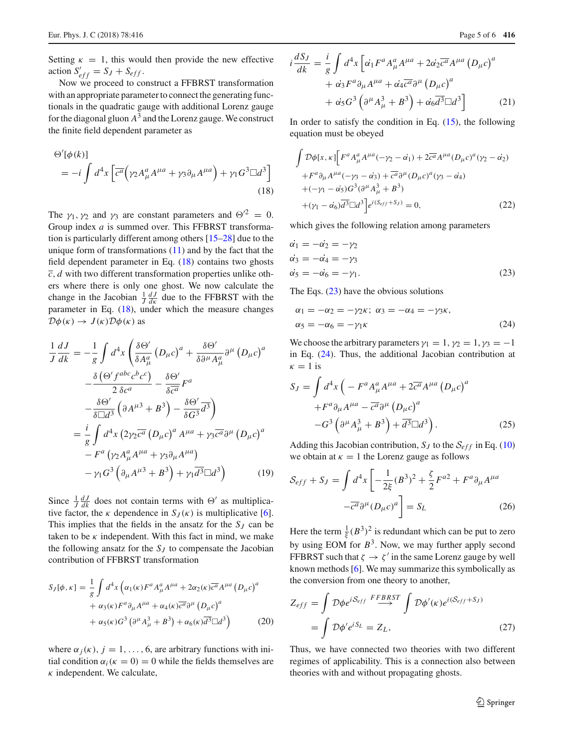Setting $\kappa = 1$, this would then provide the new effective action $S'_{eff} = S_J + S_{eff}$.

Now we proceed to construct a FFBRST transformation with an appropriate parameter to connect the generating functionals in the quadratic gauge with additional Lorenz gauge for the diagonal gluon $A^3$ and the Lorenz gauge. We construct the finite field dependent parameter as

$$
\Theta'[\phi(k)] = -i\int d^4x\left[\overline{c^a}\Big(\gamma_2 A^a_\mu A^{\mu a} + \gamma_3 \partial_\mu A^{\mu a}\Big) + \gamma_1 G^3 \Box d^3\right] \tag{18}
$$

The $\gamma_1, \gamma_2$ and $\gamma_3$ are constant parameters and $\Theta'^2 = 0$. Group index $a$ is summed over. This FFBRST transformation is particularly different among others [15–28] due to the unique form of transformations (11) and by the fact that the field dependent parameter in Eq. (18) contains two ghosts $\bar{c}, d$ with two different transformation properties unlike others where there is only one ghost. We now calculate the change in the Jacobian $\frac{1}{J}\frac{dJ}{dk}$ due to the FFBRST with the parameter in Eq. (18), under which the measure changes $\mathcal{D}\phi(\kappa) \to J(\kappa)\mathcal{D}\phi(\kappa)$ as

$$
\begin{aligned}
\frac{1}{J}\frac{dJ}{dk} &= -\frac{1}{g}\int d^4x\left(\frac{\delta\Theta'}{\delta A^a_\mu}\left(D_\mu c\right)^a + \frac{\delta\Theta'}{\delta\partial^\mu A^a_\mu}\partial^\mu\left(D_\mu c\right)^a\right.\\
&\quad -\frac{\delta\left(\Theta' f^{abc}c^b c^c\right)}{2\,\delta c^a} - \frac{\delta\Theta'}{\delta\overline{c^a}}F^a\\
&\quad\left. -\frac{\delta\Theta'}{\delta\Box d^3}\left(\partial A^{\mu 3} + B^3\right) - \frac{\delta\Theta'}{\delta G^3}\overline{d^3}\right)\\
&= \frac{i}{g}\int d^4x\Big(2\gamma_2\overline{c^a}\left(D_\mu c\right)^a A^{\mu a} + \gamma_3\overline{c^a}\partial^\mu\left(D_\mu c\right)^a\\
&\quad - F^a\left(\gamma_2 A^a_\mu A^{\mu a} + \gamma_3\partial_\mu A^{\mu a}\right)\\
&\quad - \gamma_1 G^3\left(\partial_\mu A^{\mu 3} + B^3\right) + \gamma_1\overline{d^3}\Box d^3\Big)
\end{aligned} \tag{19}
$$

Since $\frac{1}{J}\frac{dJ}{dk}$ does not contain terms with $\Theta'$ as multiplicative factor, the $\kappa$ dependence in $S_J(\kappa)$ is multiplicative [6]. This implies that the fields in the ansatz for the $S_J$ can be taken to be $\kappa$ independent. With this fact in mind, we make the following ansatz for the $S_J$ to compensate the Jacobian contribution of FFBRST transformation

$$
\begin{aligned}
S_J[\phi,\kappa] &= \frac{1}{g}\int d^4x\Big(\alpha_1(\kappa)F^a A^a_\mu A^{\mu a} + 2\alpha_2(\kappa)\overline{c^a}A^{\mu a}\left(D_\mu c\right)^a\\
&\quad + \alpha_3(\kappa)F^a\partial_\mu A^{\mu a} + \alpha_4(\kappa)\overline{c^a}\partial^\mu\left(D_\mu c\right)^a\\
&\quad + \alpha_5(\kappa)G^3\left(\partial^\mu A^3_\mu + B^3\right) + \alpha_6(\kappa)\overline{d^3}\Box d^3\Big)
\end{aligned} \tag{20}
$$

where $\alpha_j(\kappa)$, $j = 1,\ldots,6$, are arbitrary functions with initial condition $\alpha_i(\kappa = 0) = 0$ while the fields themselves are $\kappa$ independent. We calculate,

$$
\begin{aligned}
i\frac{dS_J}{dk} &= \frac{i}{g}\int d^4x\Big[\dot{\alpha_1}F^a A^a_\mu A^{\mu a} + 2\dot{\alpha_2}\overline{c^a}A^{\mu a}\left(D_\mu c\right)^a\\
&\quad + \dot{\alpha_3}F^a\partial_\mu A^{\mu a} + \dot{\alpha_4}\overline{c^a}\partial^\mu\left(D_\mu c\right)^a\\
&\quad + \dot{\alpha_5}G^3\left(\partial^\mu A^3_\mu + B^3\right) + \dot{\alpha_6}\overline{d^3}\Box d^3\Big]
\end{aligned} \tag{21}
$$

In order to satisfy the condition in Eq. (15), the following equation must be obeyed

$$
\begin{aligned}
&\int\mathcal{D}\phi[x,\kappa]\Big[F^a A^a_\mu A^{\mu a}(-\gamma_2 - \dot{\alpha_1}) + 2\overline{c^a}A^{\mu a}(D_\mu c)^a(\gamma_2 - \dot{\alpha_2})\\
&\quad + F^a\partial_\mu A^{\mu a}(-\gamma_3 - \dot{\alpha_3}) + \overline{c^a}\partial^\mu(D_\mu c)^a(\gamma_3 - \dot{\alpha_4})\\
&\quad + (-\gamma_1 - \dot{\alpha_5})G^3(\partial^\mu A^3_\mu + B^3)\\
&\quad + (\gamma_1 - \dot{\alpha_6})\overline{d^3}\Box d^3\Big]e^{i(S_{eff}+S_J)} = 0,
\end{aligned} \tag{22}
$$

which gives the following relation among parameters

$$
\begin{aligned}
\dot{\alpha_1} &= -\dot{\alpha_2} = -\gamma_2\\
\dot{\alpha_3} &= -\dot{\alpha_4} = -\gamma_3\\
\dot{\alpha_5} &= -\dot{\alpha_6} = -\gamma_1.
\end{aligned} \tag{23}
$$

The Eqs. (23) have the obvious solutions

$$
\begin{aligned}
&\alpha_1 = -\alpha_2 = -\gamma_2\kappa;\ \alpha_3 = -\alpha_4 = -\gamma_3\kappa,\\
&\alpha_5 = -\alpha_6 = -\gamma_1\kappa
\end{aligned} \tag{24}
$$

We choose the arbitrary parameters $\gamma_1 = 1, \gamma_2 = 1, \gamma_3 = -1$ in Eq. (24). Thus, the additional Jacobian contribution at $\kappa = 1$ is

$$
\begin{aligned}
S_J &= \int d^4x\Big( - F^a A^a_\mu A^{\mu a} + 2\overline{c^a}A^{\mu a}\left(D_\mu c\right)^a\\
&\quad + F^a\partial_\mu A^{\mu a} - \overline{c^a}\partial^\mu\left(D_\mu c\right)^a\\
&\quad - G^3\left(\partial^\mu A^3_\mu + B^3\right) + \overline{d^3}\Box d^3\Big).
\end{aligned} \tag{25}
$$

Adding this Jacobian contribution, $S_J$ to the $\mathcal{S}_{eff}$ in Eq. (10) we obtain at $\kappa = 1$ the Lorenz gauge as follows

$$
\begin{aligned}
\mathcal{S}_{eff} + S_J &= \int d^4x\Big[-\frac{1}{2\xi}(B^3)^2 + \frac{\zeta}{2}F^{a2} + F^a\partial_\mu A^{\mu a}\\
&\quad - \overline{c^a}\partial^\mu(D_\mu c)^a\Big] = S_L
\end{aligned} \tag{26}
$$

Here the term $\frac{1}{\xi}(B^3)^2$ is redundant which can be put to zero by using EOM for $B^3$. Now, we may further apply second FFBRST such that $\zeta \to \zeta'$ in the same Lorenz gauge by well known methods [6]. We may summarize this symbolically as the conversion from one theory to another,

$$
\begin{aligned}
Z_{eff} &= \int\mathcal{D}\phi e^{iS_{eff}} \overset{FFBRST}{\longrightarrow} \int\mathcal{D}\phi'(\kappa)e^{i(\mathcal{S}_{eff}+S_J)}\\
&= \int\mathcal{D}\phi' e^{iS_L} = Z_L,
\end{aligned} \tag{27}
$$

Thus, we have connected two theories with two different regimes of applicability. This is a connection also between theories with and without propagating ghosts.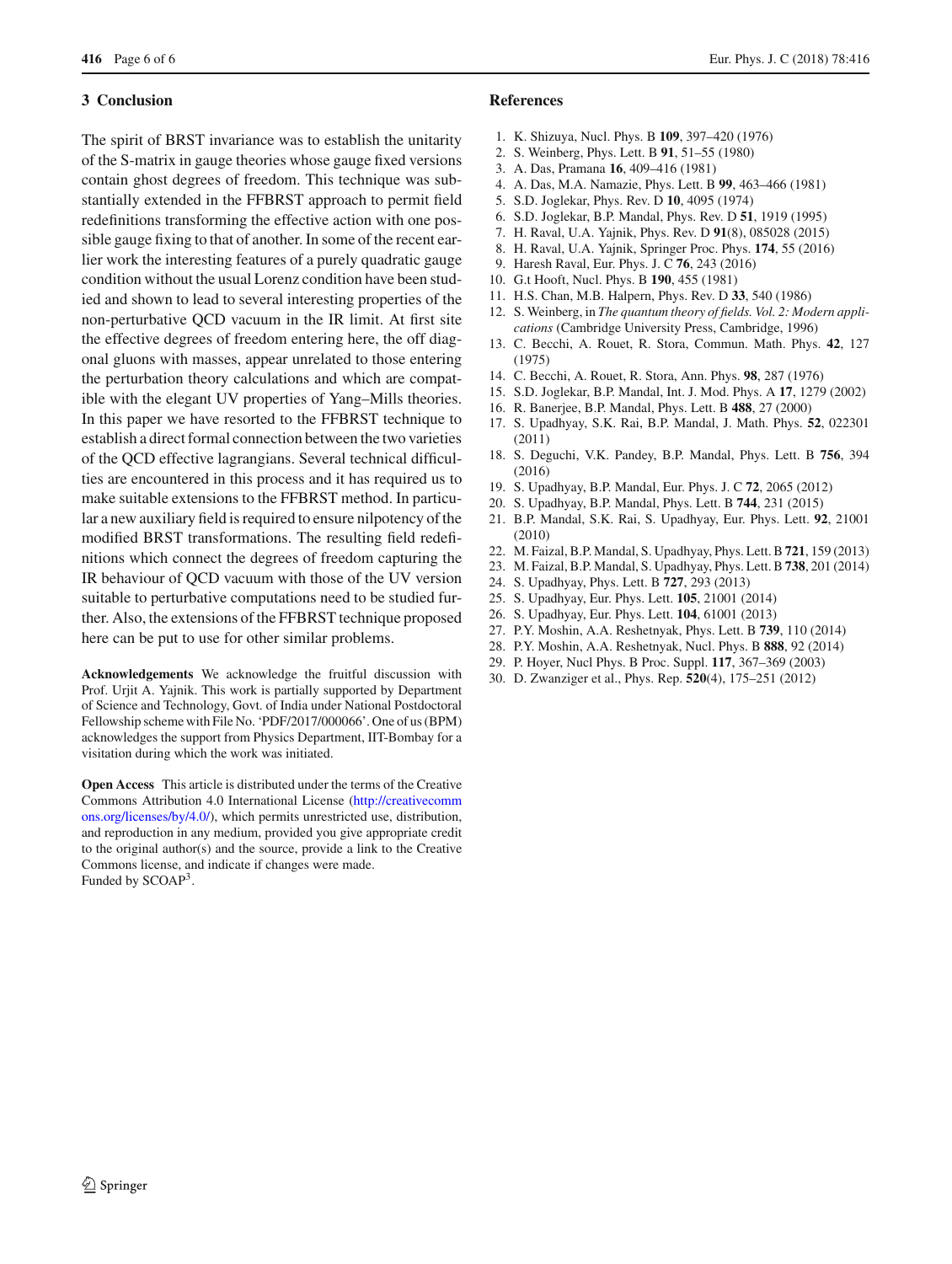## 3 Conclusion

The spirit of BRST invariance was to establish the unitarity of the S-matrix in gauge theories whose gauge fixed versions contain ghost degrees of freedom. This technique was substantially extended in the FFBRST approach to permit field redefinitions transforming the effective action with one possible gauge fixing to that of another. In some of the recent earlier work the interesting features of a purely quadratic gauge condition without the usual Lorenz condition have been studied and shown to lead to several interesting properties of the non-perturbative QCD vacuum in the IR limit. At first site the effective degrees of freedom entering here, the off diagonal gluons with masses, appear unrelated to those entering the perturbation theory calculations and which are compatible with the elegant UV properties of Yang–Mills theories. In this paper we have resorted to the FFBRST technique to establish a direct formal connection between the two varieties of the QCD effective lagrangians. Several technical difficulties are encountered in this process and it has required us to make suitable extensions to the FFBRST method. In particular a new auxiliary field is required to ensure nilpotency of the modified BRST transformations. The resulting field redefinitions which connect the degrees of freedom capturing the IR behaviour of QCD vacuum with those of the UV version suitable to perturbative computations need to be studied further. Also, the extensions of the FFBRST technique proposed here can be put to use for other similar problems.

**Acknowledgements** We acknowledge the fruitful discussion with Prof. Urjit A. Yajnik. This work is partially supported by Department of Science and Technology, Govt. of India under National Postdoctoral Fellowship scheme with File No. 'PDF/2017/000066'. One of us (BPM) acknowledges the support from Physics Department, IIT-Bombay for a visitation during which the work was initiated.

**Open Access** This article is distributed under the terms of the Creative Commons Attribution 4.0 International License (http://creativecommons.org/licenses/by/4.0/), which permits unrestricted use, distribution, and reproduction in any medium, provided you give appropriate credit to the original author(s) and the source, provide a link to the Creative Commons license, and indicate if changes were made.
Funded by SCOAP$^3$.

## References

1. K. Shizuya, Nucl. Phys. B **109**, 397–420 (1976)
2. S. Weinberg, Phys. Lett. B **91**, 51–55 (1980)
3. A. Das, Pramana **16**, 409–416 (1981)
4. A. Das, M.A. Namazie, Phys. Lett. B **99**, 463–466 (1981)
5. S.D. Joglekar, Phys. Rev. D **10**, 4095 (1974)
6. S.D. Joglekar, B.P. Mandal, Phys. Rev. D **51**, 1919 (1995)
7. H. Raval, U.A. Yajnik, Phys. Rev. D **91**(8), 085028 (2015)
8. H. Raval, U.A. Yajnik, Springer Proc. Phys. **174**, 55 (2016)
9. Haresh Raval, Eur. Phys. J. C **76**, 243 (2016)
10. G.t Hooft, Nucl. Phys. B **190**, 455 (1981)
11. H.S. Chan, M.B. Halpern, Phys. Rev. D **33**, 540 (1986)
12. S. Weinberg, in *The quantum theory of fields. Vol. 2: Modern applications* (Cambridge University Press, Cambridge, 1996)
13. C. Becchi, A. Rouet, R. Stora, Commun. Math. Phys. **42**, 127 (1975)
14. C. Becchi, A. Rouet, R. Stora, Ann. Phys. **98**, 287 (1976)
15. S.D. Joglekar, B.P. Mandal, Int. J. Mod. Phys. A **17**, 1279 (2002)
16. R. Banerjee, B.P. Mandal, Phys. Lett. B **488**, 27 (2000)
17. S. Upadhyay, S.K. Rai, B.P. Mandal, J. Math. Phys. **52**, 022301 (2011)
18. S. Deguchi, V.K. Pandey, B.P. Mandal, Phys. Lett. B **756**, 394 (2016)
19. S. Upadhyay, B.P. Mandal, Eur. Phys. J. C **72**, 2065 (2012)
20. S. Upadhyay, B.P. Mandal, Phys. Lett. B **744**, 231 (2015)
21. B.P. Mandal, S.K. Rai, S. Upadhyay, Eur. Phys. Lett. **92**, 21001 (2010)
22. M. Faizal, B.P. Mandal, S. Upadhyay, Phys. Lett. B **721**, 159 (2013)
23. M. Faizal, B.P. Mandal, S. Upadhyay, Phys. Lett. B **738**, 201 (2014)
24. S. Upadhyay, Phys. Lett. B **727**, 293 (2013)
25. S. Upadhyay, Eur. Phys. Lett. **105**, 21001 (2014)
26. S. Upadhyay, Eur. Phys. Lett. **104**, 61001 (2013)
27. P.Y. Moshin, A.A. Reshetnyak, Phys. Lett. B **739**, 110 (2014)
28. P.Y. Moshin, A.A. Reshetnyak, Nucl. Phys. B **888**, 92 (2014)
29. P. Hoyer, Nucl Phys. B Proc. Suppl. **117**, 367–369 (2003)
30. D. Zwanziger et al., Phys. Rep. **520**(4), 175–251 (2012)